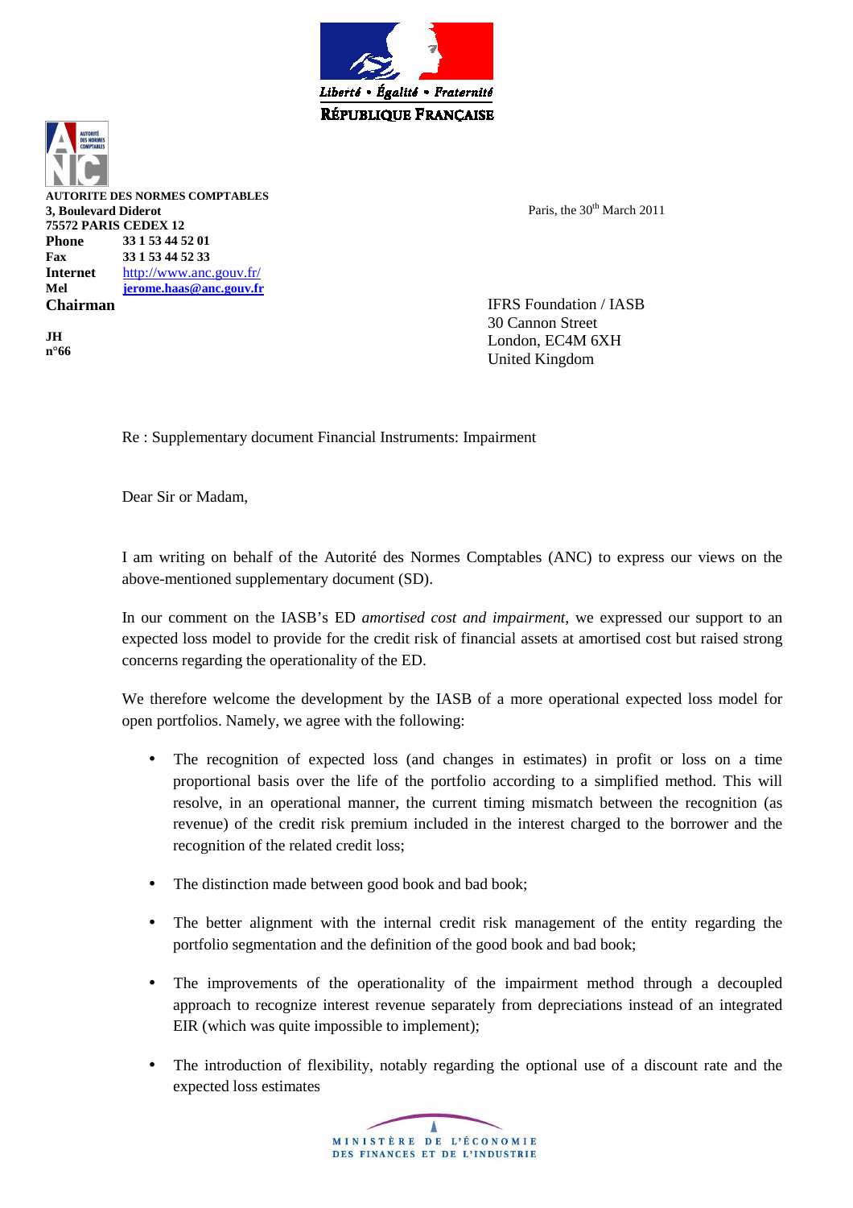Liberté • Égalité • Fraternité
RÉPUBLIQUE FRANÇAISE

**AUTORITE DES NORMES COMPTABLES**
**3, Boulevard Diderot**
**75572 PARIS CEDEX 12**

| | |
|---|---|
| **Phone** | **33 1 53 44 52 01** |
| **Fax** | **33 1 53 44 52 33** |
| **Internet** | http://www.anc.gouv.fr/ |
| **Mel** | **jerome.haas@anc.gouv.fr** |

**Chairman**

**JH**
**n°66**

Paris, the 30th March 2011

IFRS Foundation / IASB
30 Cannon Street
London, EC4M 6XH
United Kingdom

Re : Supplementary document Financial Instruments: Impairment

Dear Sir or Madam,

I am writing on behalf of the Autorité des Normes Comptables (ANC) to express our views on the above-mentioned supplementary document (SD).

In our comment on the IASB's ED *amortised cost and impairment*, we expressed our support to an expected loss model to provide for the credit risk of financial assets at amortised cost but raised strong concerns regarding the operationality of the ED.

We therefore welcome the development by the IASB of a more operational expected loss model for open portfolios. Namely, we agree with the following:

- The recognition of expected loss (and changes in estimates) in profit or loss on a time proportional basis over the life of the portfolio according to a simplified method. This will resolve, in an operational manner, the current timing mismatch between the recognition (as revenue) of the credit risk premium included in the interest charged to the borrower and the recognition of the related credit loss;

- The distinction made between good book and bad book;

- The better alignment with the internal credit risk management of the entity regarding the portfolio segmentation and the definition of the good book and bad book;

- The improvements of the operationality of the impairment method through a decoupled approach to recognize interest revenue separately from depreciations instead of an integrated EIR (which was quite impossible to implement);

- The introduction of flexibility, notably regarding the optional use of a discount rate and the expected loss estimates

MINISTÈRE DE L'ÉCONOMIE
DES FINANCES ET DE L'INDUSTRIE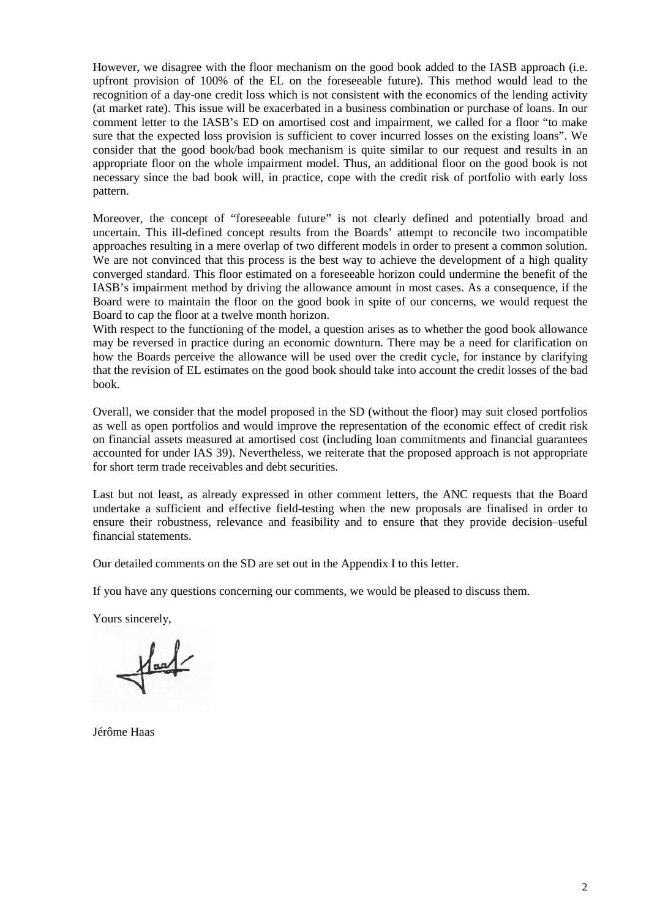However, we disagree with the floor mechanism on the good book added to the IASB approach (i.e. upfront provision of 100% of the EL on the foreseeable future). This method would lead to the recognition of a day-one credit loss which is not consistent with the economics of the lending activity (at market rate). This issue will be exacerbated in a business combination or purchase of loans. In our comment letter to the IASB's ED on amortised cost and impairment, we called for a floor "to make sure that the expected loss provision is sufficient to cover incurred losses on the existing loans". We consider that the good book/bad book mechanism is quite similar to our request and results in an appropriate floor on the whole impairment model. Thus, an additional floor on the good book is not necessary since the bad book will, in practice, cope with the credit risk of portfolio with early loss pattern.

Moreover, the concept of "foreseeable future" is not clearly defined and potentially broad and uncertain. This ill-defined concept results from the Boards' attempt to reconcile two incompatible approaches resulting in a mere overlap of two different models in order to present a common solution. We are not convinced that this process is the best way to achieve the development of a high quality converged standard. This floor estimated on a foreseeable horizon could undermine the benefit of the IASB's impairment method by driving the allowance amount in most cases. As a consequence, if the Board were to maintain the floor on the good book in spite of our concerns, we would request the Board to cap the floor at a twelve month horizon.

With respect to the functioning of the model, a question arises as to whether the good book allowance may be reversed in practice during an economic downturn. There may be a need for clarification on how the Boards perceive the allowance will be used over the credit cycle, for instance by clarifying that the revision of EL estimates on the good book should take into account the credit losses of the bad book.

Overall, we consider that the model proposed in the SD (without the floor) may suit closed portfolios as well as open portfolios and would improve the representation of the economic effect of credit risk on financial assets measured at amortised cost (including loan commitments and financial guarantees accounted for under IAS 39). Nevertheless, we reiterate that the proposed approach is not appropriate for short term trade receivables and debt securities.

Last but not least, as already expressed in other comment letters, the ANC requests that the Board undertake a sufficient and effective field-testing when the new proposals are finalised in order to ensure their robustness, relevance and feasibility and to ensure that they provide decision–useful financial statements.

Our detailed comments on the SD are set out in the Appendix I to this letter.

If you have any questions concerning our comments, we would be pleased to discuss them.

Yours sincerely,

Jérôme Haas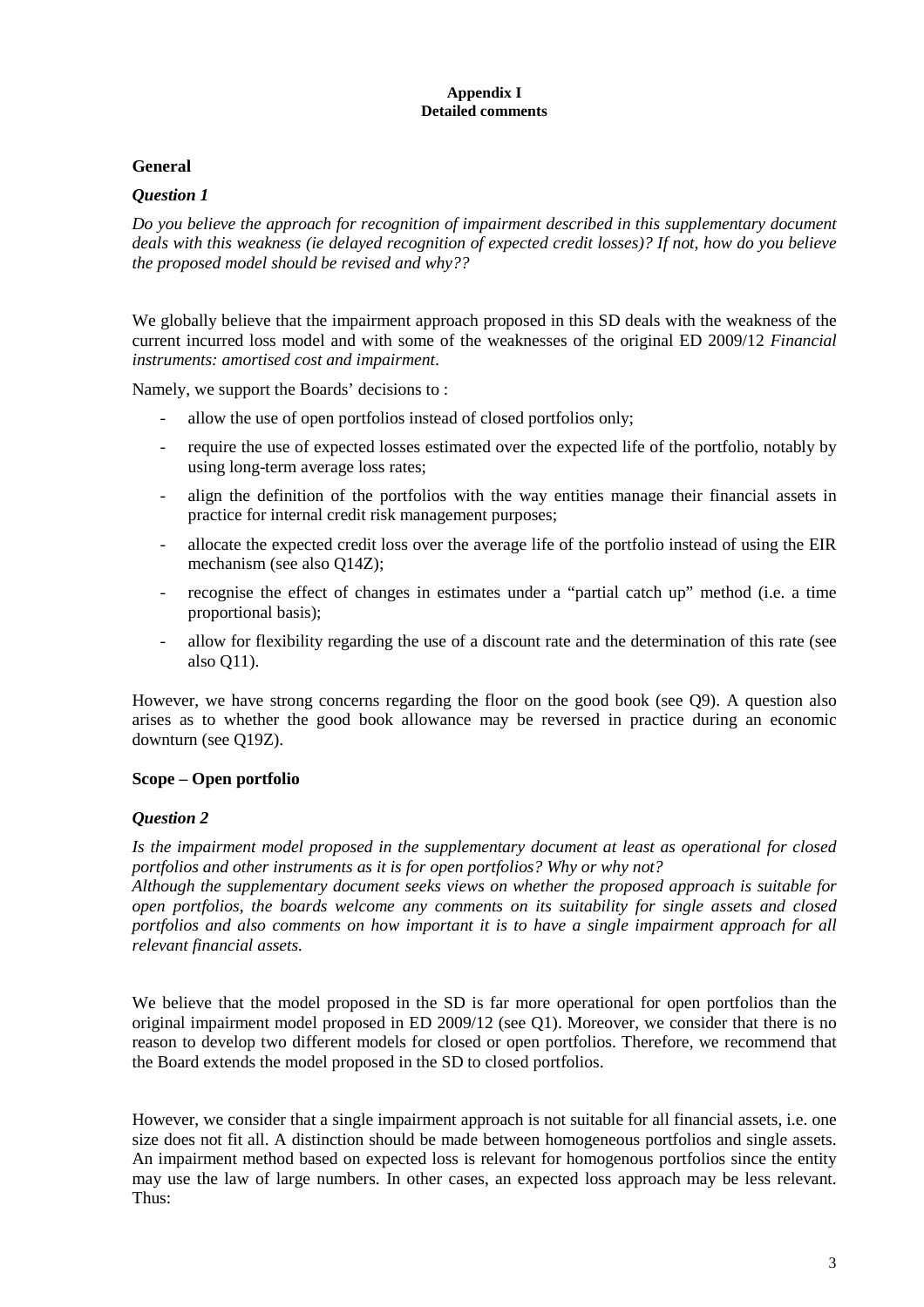**Appendix I**
**Detailed comments**

## General

### *Question 1*

*Do you believe the approach for recognition of impairment described in this supplementary document deals with this weakness (ie delayed recognition of expected credit losses)? If not, how do you believe the proposed model should be revised and why??*

We globally believe that the impairment approach proposed in this SD deals with the weakness of the current incurred loss model and with some of the weaknesses of the original ED 2009/12 *Financial instruments: amortised cost and impairment*.

Namely, we support the Boards' decisions to :

- allow the use of open portfolios instead of closed portfolios only;
- require the use of expected losses estimated over the expected life of the portfolio, notably by using long-term average loss rates;
- align the definition of the portfolios with the way entities manage their financial assets in practice for internal credit risk management purposes;
- allocate the expected credit loss over the average life of the portfolio instead of using the EIR mechanism (see also Q14Z);
- recognise the effect of changes in estimates under a "partial catch up" method (i.e. a time proportional basis);
- allow for flexibility regarding the use of a discount rate and the determination of this rate (see also Q11).

However, we have strong concerns regarding the floor on the good book (see Q9). A question also arises as to whether the good book allowance may be reversed in practice during an economic downturn (see Q19Z).

## Scope – Open portfolio

### *Question 2*

*Is the impairment model proposed in the supplementary document at least as operational for closed portfolios and other instruments as it is for open portfolios? Why or why not?*
*Although the supplementary document seeks views on whether the proposed approach is suitable for open portfolios, the boards welcome any comments on its suitability for single assets and closed portfolios and also comments on how important it is to have a single impairment approach for all relevant financial assets.*

We believe that the model proposed in the SD is far more operational for open portfolios than the original impairment model proposed in ED 2009/12 (see Q1). Moreover, we consider that there is no reason to develop two different models for closed or open portfolios. Therefore, we recommend that the Board extends the model proposed in the SD to closed portfolios.

However, we consider that a single impairment approach is not suitable for all financial assets, i.e. one size does not fit all. A distinction should be made between homogeneous portfolios and single assets. An impairment method based on expected loss is relevant for homogenous portfolios since the entity may use the law of large numbers. In other cases, an expected loss approach may be less relevant. Thus: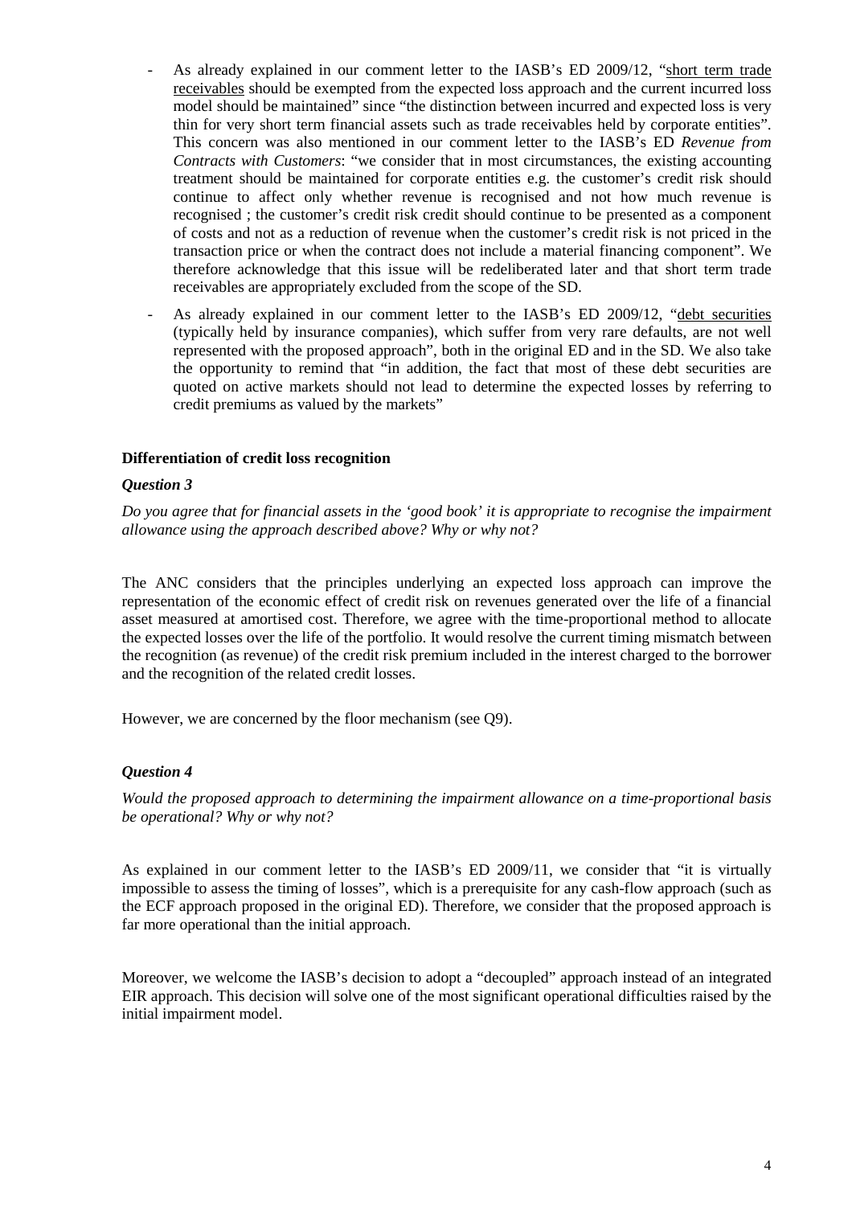- As already explained in our comment letter to the IASB's ED 2009/12, "short term trade receivables should be exempted from the expected loss approach and the current incurred loss model should be maintained" since "the distinction between incurred and expected loss is very thin for very short term financial assets such as trade receivables held by corporate entities". This concern was also mentioned in our comment letter to the IASB's ED *Revenue from Contracts with Customers*: "we consider that in most circumstances, the existing accounting treatment should be maintained for corporate entities e.g. the customer's credit risk should continue to affect only whether revenue is recognised and not how much revenue is recognised ; the customer's credit risk credit should continue to be presented as a component of costs and not as a reduction of revenue when the customer's credit risk is not priced in the transaction price or when the contract does not include a material financing component". We therefore acknowledge that this issue will be redeliberated later and that short term trade receivables are appropriately excluded from the scope of the SD.
- As already explained in our comment letter to the IASB's ED 2009/12, "debt securities (typically held by insurance companies), which suffer from very rare defaults, are not well represented with the proposed approach", both in the original ED and in the SD. We also take the opportunity to remind that "in addition, the fact that most of these debt securities are quoted on active markets should not lead to determine the expected losses by referring to credit premiums as valued by the markets"

**Differentiation of credit loss recognition**

***Question 3***

*Do you agree that for financial assets in the 'good book' it is appropriate to recognise the impairment allowance using the approach described above? Why or why not?*

The ANC considers that the principles underlying an expected loss approach can improve the representation of the economic effect of credit risk on revenues generated over the life of a financial asset measured at amortised cost. Therefore, we agree with the time-proportional method to allocate the expected losses over the life of the portfolio. It would resolve the current timing mismatch between the recognition (as revenue) of the credit risk premium included in the interest charged to the borrower and the recognition of the related credit losses.

However, we are concerned by the floor mechanism (see Q9).

***Question 4***

*Would the proposed approach to determining the impairment allowance on a time-proportional basis be operational? Why or why not?*

As explained in our comment letter to the IASB's ED 2009/11, we consider that "it is virtually impossible to assess the timing of losses", which is a prerequisite for any cash-flow approach (such as the ECF approach proposed in the original ED). Therefore, we consider that the proposed approach is far more operational than the initial approach.

Moreover, we welcome the IASB's decision to adopt a "decoupled" approach instead of an integrated EIR approach. This decision will solve one of the most significant operational difficulties raised by the initial impairment model.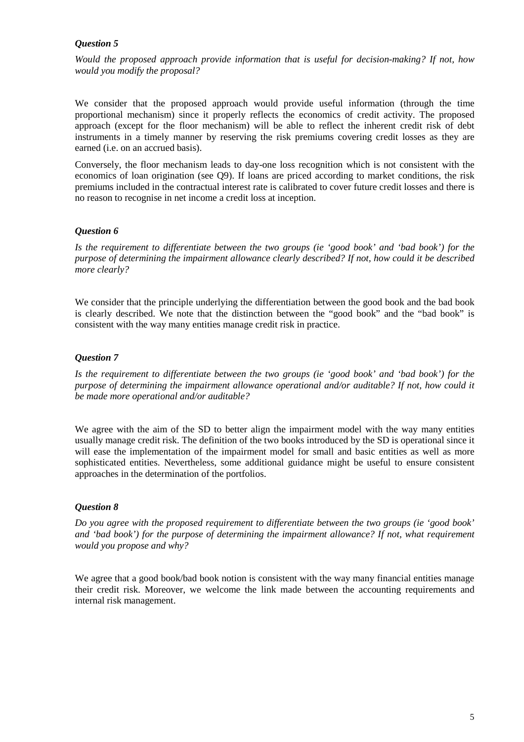***Question 5***

*Would the proposed approach provide information that is useful for decision-making? If not, how would you modify the proposal?*

We consider that the proposed approach would provide useful information (through the time proportional mechanism) since it properly reflects the economics of credit activity. The proposed approach (except for the floor mechanism) will be able to reflect the inherent credit risk of debt instruments in a timely manner by reserving the risk premiums covering credit losses as they are earned (i.e. on an accrued basis).

Conversely, the floor mechanism leads to day-one loss recognition which is not consistent with the economics of loan origination (see Q9). If loans are priced according to market conditions, the risk premiums included in the contractual interest rate is calibrated to cover future credit losses and there is no reason to recognise in net income a credit loss at inception.

***Question 6***

*Is the requirement to differentiate between the two groups (ie 'good book' and 'bad book') for the purpose of determining the impairment allowance clearly described? If not, how could it be described more clearly?*

We consider that the principle underlying the differentiation between the good book and the bad book is clearly described. We note that the distinction between the "good book" and the "bad book" is consistent with the way many entities manage credit risk in practice.

***Question 7***

*Is the requirement to differentiate between the two groups (ie 'good book' and 'bad book') for the purpose of determining the impairment allowance operational and/or auditable? If not, how could it be made more operational and/or auditable?*

We agree with the aim of the SD to better align the impairment model with the way many entities usually manage credit risk. The definition of the two books introduced by the SD is operational since it will ease the implementation of the impairment model for small and basic entities as well as more sophisticated entities. Nevertheless, some additional guidance might be useful to ensure consistent approaches in the determination of the portfolios.

***Question 8***

*Do you agree with the proposed requirement to differentiate between the two groups (ie 'good book' and 'bad book') for the purpose of determining the impairment allowance? If not, what requirement would you propose and why?*

We agree that a good book/bad book notion is consistent with the way many financial entities manage their credit risk. Moreover, we welcome the link made between the accounting requirements and internal risk management.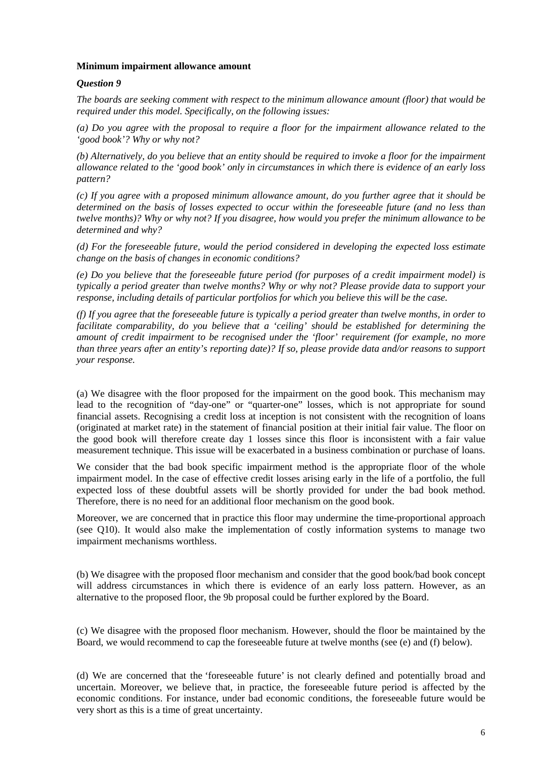**Minimum impairment allowance amount**

***Question 9***

*The boards are seeking comment with respect to the minimum allowance amount (floor) that would be required under this model. Specifically, on the following issues:*

*(a) Do you agree with the proposal to require a floor for the impairment allowance related to the 'good book'? Why or why not?*

*(b) Alternatively, do you believe that an entity should be required to invoke a floor for the impairment allowance related to the 'good book' only in circumstances in which there is evidence of an early loss pattern?*

*(c) If you agree with a proposed minimum allowance amount, do you further agree that it should be determined on the basis of losses expected to occur within the foreseeable future (and no less than twelve months)? Why or why not? If you disagree, how would you prefer the minimum allowance to be determined and why?*

*(d) For the foreseeable future, would the period considered in developing the expected loss estimate change on the basis of changes in economic conditions?*

*(e) Do you believe that the foreseeable future period (for purposes of a credit impairment model) is typically a period greater than twelve months? Why or why not? Please provide data to support your response, including details of particular portfolios for which you believe this will be the case.*

*(f) If you agree that the foreseeable future is typically a period greater than twelve months, in order to facilitate comparability, do you believe that a 'ceiling' should be established for determining the amount of credit impairment to be recognised under the 'floor' requirement (for example, no more than three years after an entity's reporting date)? If so, please provide data and/or reasons to support your response.*

(a) We disagree with the floor proposed for the impairment on the good book. This mechanism may lead to the recognition of "day-one" or "quarter-one" losses, which is not appropriate for sound financial assets. Recognising a credit loss at inception is not consistent with the recognition of loans (originated at market rate) in the statement of financial position at their initial fair value. The floor on the good book will therefore create day 1 losses since this floor is inconsistent with a fair value measurement technique. This issue will be exacerbated in a business combination or purchase of loans.

We consider that the bad book specific impairment method is the appropriate floor of the whole impairment model. In the case of effective credit losses arising early in the life of a portfolio, the full expected loss of these doubtful assets will be shortly provided for under the bad book method. Therefore, there is no need for an additional floor mechanism on the good book.

Moreover, we are concerned that in practice this floor may undermine the time-proportional approach (see Q10). It would also make the implementation of costly information systems to manage two impairment mechanisms worthless.

(b) We disagree with the proposed floor mechanism and consider that the good book/bad book concept will address circumstances in which there is evidence of an early loss pattern. However, as an alternative to the proposed floor, the 9b proposal could be further explored by the Board.

(c) We disagree with the proposed floor mechanism. However, should the floor be maintained by the Board, we would recommend to cap the foreseeable future at twelve months (see (e) and (f) below).

(d) We are concerned that the 'foreseeable future' is not clearly defined and potentially broad and uncertain. Moreover, we believe that, in practice, the foreseeable future period is affected by the economic conditions. For instance, under bad economic conditions, the foreseeable future would be very short as this is a time of great uncertainty.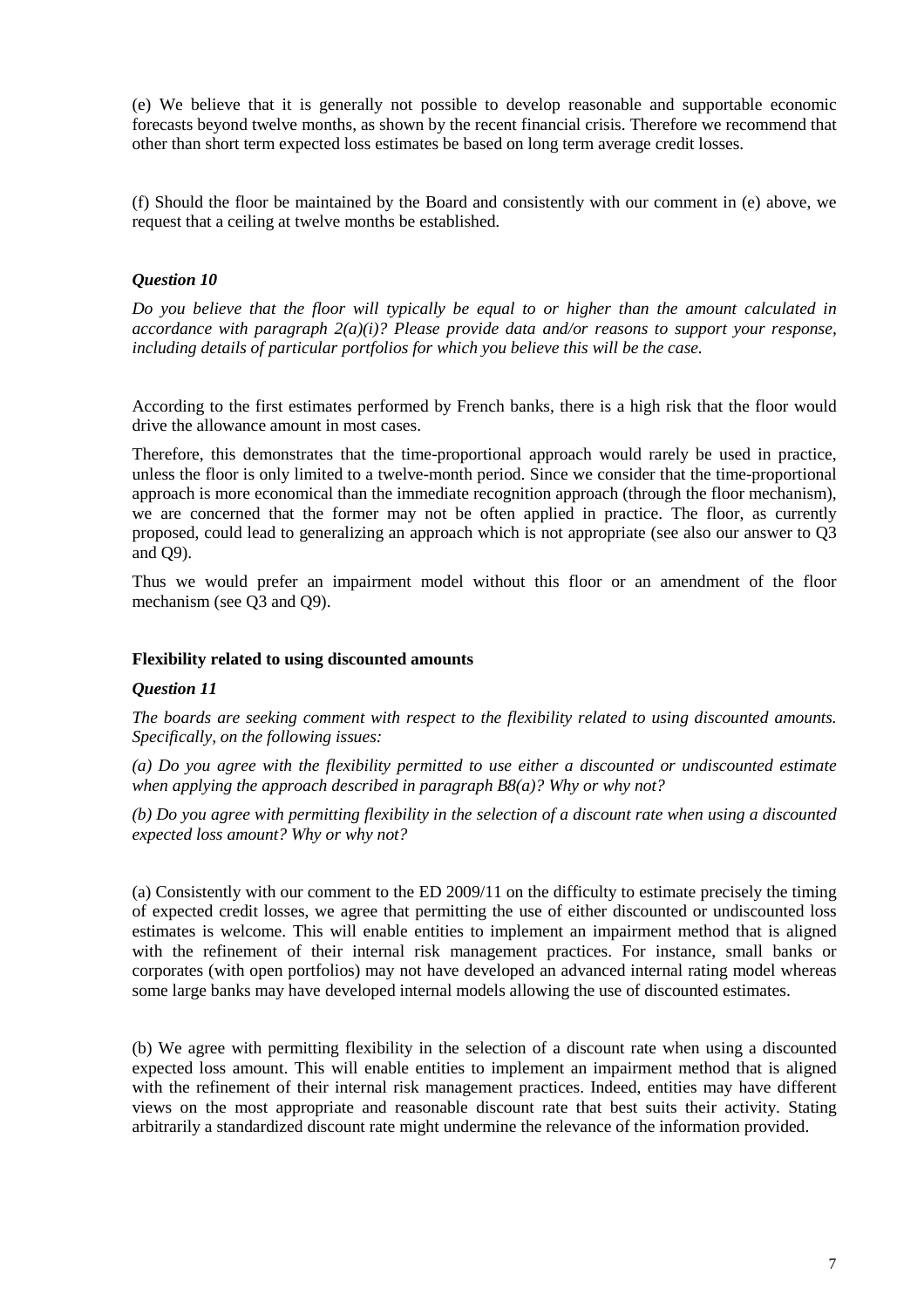(e) We believe that it is generally not possible to develop reasonable and supportable economic forecasts beyond twelve months, as shown by the recent financial crisis. Therefore we recommend that other than short term expected loss estimates be based on long term average credit losses.

(f) Should the floor be maintained by the Board and consistently with our comment in (e) above, we request that a ceiling at twelve months be established.

### *Question 10*

*Do you believe that the floor will typically be equal to or higher than the amount calculated in accordance with paragraph 2(a)(i)? Please provide data and/or reasons to support your response, including details of particular portfolios for which you believe this will be the case.*

According to the first estimates performed by French banks, there is a high risk that the floor would drive the allowance amount in most cases.

Therefore, this demonstrates that the time-proportional approach would rarely be used in practice, unless the floor is only limited to a twelve-month period. Since we consider that the time-proportional approach is more economical than the immediate recognition approach (through the floor mechanism), we are concerned that the former may not be often applied in practice. The floor, as currently proposed, could lead to generalizing an approach which is not appropriate (see also our answer to Q3 and Q9).

Thus we would prefer an impairment model without this floor or an amendment of the floor mechanism (see Q3 and Q9).

## **Flexibility related to using discounted amounts**

### *Question 11*

*The boards are seeking comment with respect to the flexibility related to using discounted amounts. Specifically, on the following issues:*

*(a) Do you agree with the flexibility permitted to use either a discounted or undiscounted estimate when applying the approach described in paragraph B8(a)? Why or why not?*

*(b) Do you agree with permitting flexibility in the selection of a discount rate when using a discounted expected loss amount? Why or why not?*

(a) Consistently with our comment to the ED 2009/11 on the difficulty to estimate precisely the timing of expected credit losses, we agree that permitting the use of either discounted or undiscounted loss estimates is welcome. This will enable entities to implement an impairment method that is aligned with the refinement of their internal risk management practices. For instance, small banks or corporates (with open portfolios) may not have developed an advanced internal rating model whereas some large banks may have developed internal models allowing the use of discounted estimates.

(b) We agree with permitting flexibility in the selection of a discount rate when using a discounted expected loss amount. This will enable entities to implement an impairment method that is aligned with the refinement of their internal risk management practices. Indeed, entities may have different views on the most appropriate and reasonable discount rate that best suits their activity. Stating arbitrarily a standardized discount rate might undermine the relevance of the information provided.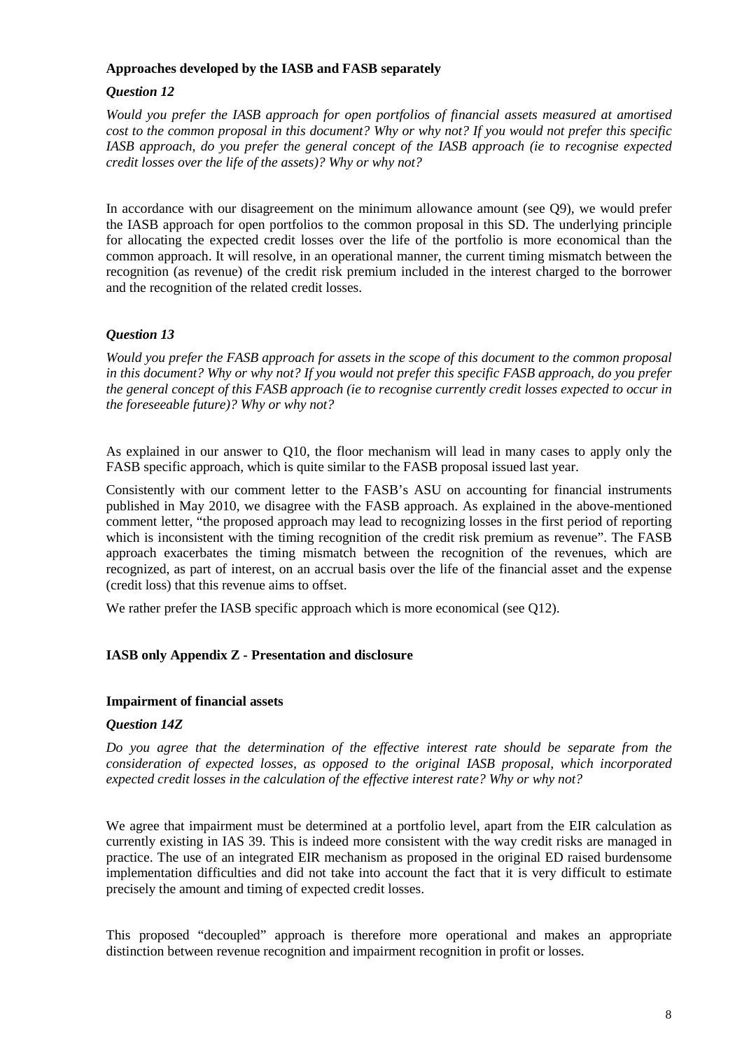**Approaches developed by the IASB and FASB separately**

***Question 12***

*Would you prefer the IASB approach for open portfolios of financial assets measured at amortised cost to the common proposal in this document? Why or why not? If you would not prefer this specific IASB approach, do you prefer the general concept of the IASB approach (ie to recognise expected credit losses over the life of the assets)? Why or why not?*

In accordance with our disagreement on the minimum allowance amount (see Q9), we would prefer the IASB approach for open portfolios to the common proposal in this SD. The underlying principle for allocating the expected credit losses over the life of the portfolio is more economical than the common approach. It will resolve, in an operational manner, the current timing mismatch between the recognition (as revenue) of the credit risk premium included in the interest charged to the borrower and the recognition of the related credit losses.

***Question 13***

*Would you prefer the FASB approach for assets in the scope of this document to the common proposal in this document? Why or why not? If you would not prefer this specific FASB approach, do you prefer the general concept of this FASB approach (ie to recognise currently credit losses expected to occur in the foreseeable future)? Why or why not?*

As explained in our answer to Q10, the floor mechanism will lead in many cases to apply only the FASB specific approach, which is quite similar to the FASB proposal issued last year.

Consistently with our comment letter to the FASB's ASU on accounting for financial instruments published in May 2010, we disagree with the FASB approach. As explained in the above-mentioned comment letter, "the proposed approach may lead to recognizing losses in the first period of reporting which is inconsistent with the timing recognition of the credit risk premium as revenue". The FASB approach exacerbates the timing mismatch between the recognition of the revenues, which are recognized, as part of interest, on an accrual basis over the life of the financial asset and the expense (credit loss) that this revenue aims to offset.

We rather prefer the IASB specific approach which is more economical (see Q12).

**IASB only Appendix Z - Presentation and disclosure**

**Impairment of financial assets**

***Question 14Z***

*Do you agree that the determination of the effective interest rate should be separate from the consideration of expected losses, as opposed to the original IASB proposal, which incorporated expected credit losses in the calculation of the effective interest rate? Why or why not?*

We agree that impairment must be determined at a portfolio level, apart from the EIR calculation as currently existing in IAS 39. This is indeed more consistent with the way credit risks are managed in practice. The use of an integrated EIR mechanism as proposed in the original ED raised burdensome implementation difficulties and did not take into account the fact that it is very difficult to estimate precisely the amount and timing of expected credit losses.

This proposed "decoupled" approach is therefore more operational and makes an appropriate distinction between revenue recognition and impairment recognition in profit or losses.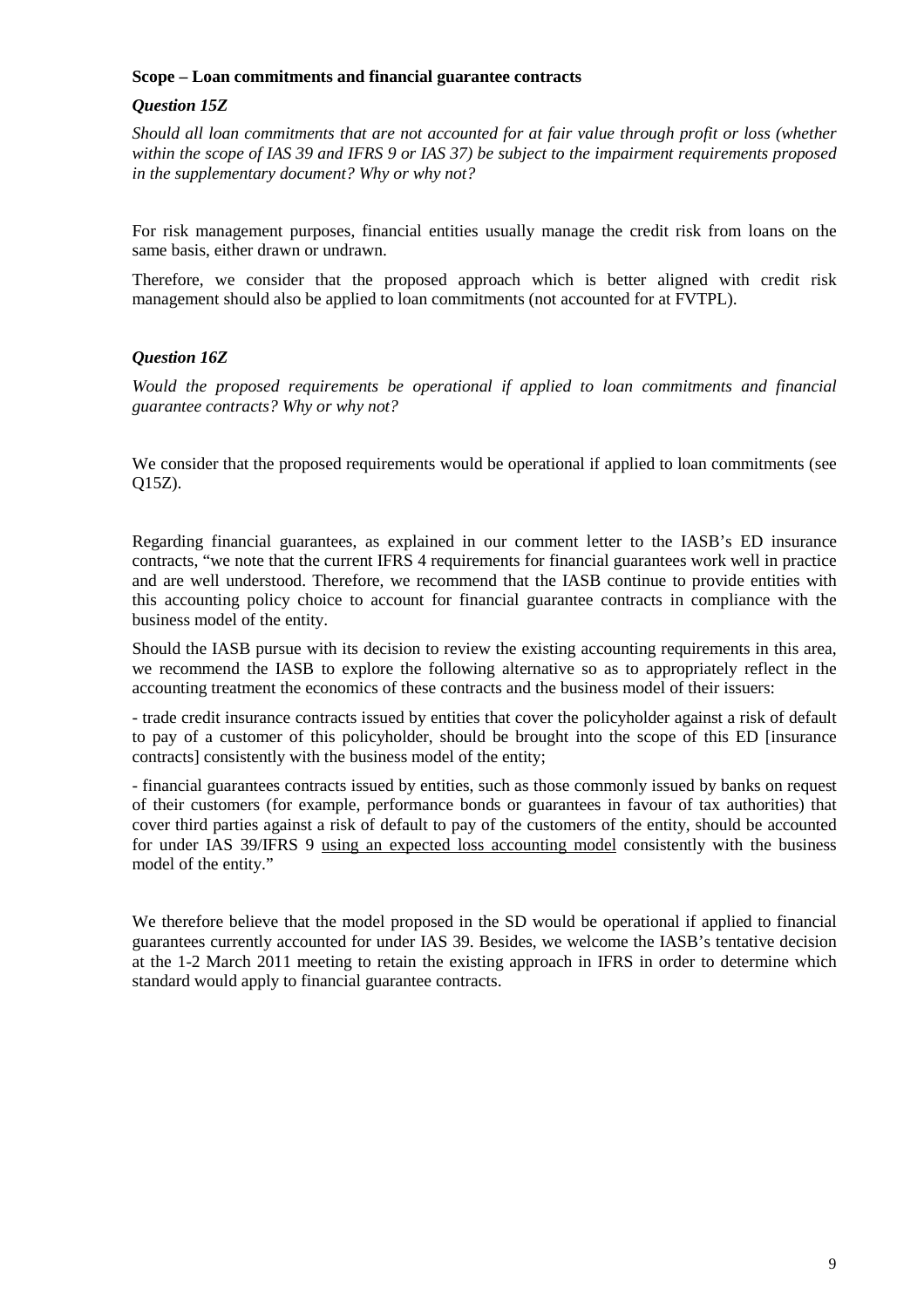**Scope – Loan commitments and financial guarantee contracts**

***Question 15Z***

*Should all loan commitments that are not accounted for at fair value through profit or loss (whether within the scope of IAS 39 and IFRS 9 or IAS 37) be subject to the impairment requirements proposed in the supplementary document? Why or why not?*

For risk management purposes, financial entities usually manage the credit risk from loans on the same basis, either drawn or undrawn.

Therefore, we consider that the proposed approach which is better aligned with credit risk management should also be applied to loan commitments (not accounted for at FVTPL).

***Question 16Z***

*Would the proposed requirements be operational if applied to loan commitments and financial guarantee contracts? Why or why not?*

We consider that the proposed requirements would be operational if applied to loan commitments (see Q15Z).

Regarding financial guarantees, as explained in our comment letter to the IASB's ED insurance contracts, "we note that the current IFRS 4 requirements for financial guarantees work well in practice and are well understood. Therefore, we recommend that the IASB continue to provide entities with this accounting policy choice to account for financial guarantee contracts in compliance with the business model of the entity.

Should the IASB pursue with its decision to review the existing accounting requirements in this area, we recommend the IASB to explore the following alternative so as to appropriately reflect in the accounting treatment the economics of these contracts and the business model of their issuers:

- trade credit insurance contracts issued by entities that cover the policyholder against a risk of default to pay of a customer of this policyholder, should be brought into the scope of this ED [insurance contracts] consistently with the business model of the entity;

- financial guarantees contracts issued by entities, such as those commonly issued by banks on request of their customers (for example, performance bonds or guarantees in favour of tax authorities) that cover third parties against a risk of default to pay of the customers of the entity, should be accounted for under IAS 39/IFRS 9 <u>using an expected loss accounting model</u> consistently with the business model of the entity."

We therefore believe that the model proposed in the SD would be operational if applied to financial guarantees currently accounted for under IAS 39. Besides, we welcome the IASB's tentative decision at the 1-2 March 2011 meeting to retain the existing approach in IFRS in order to determine which standard would apply to financial guarantee contracts.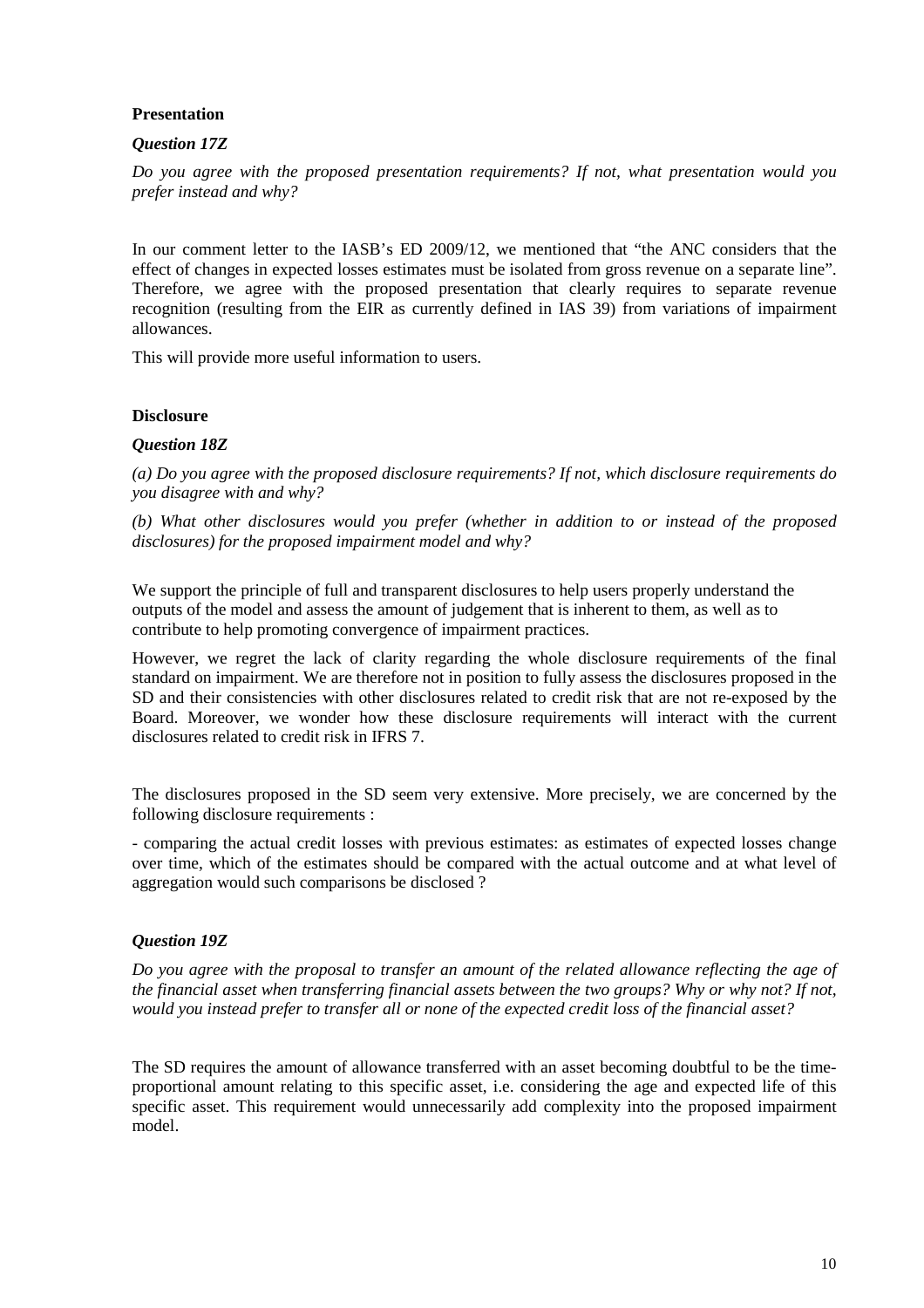**Presentation**

***Question 17Z***

*Do you agree with the proposed presentation requirements? If not, what presentation would you prefer instead and why?*

In our comment letter to the IASB's ED 2009/12, we mentioned that "the ANC considers that the effect of changes in expected losses estimates must be isolated from gross revenue on a separate line". Therefore, we agree with the proposed presentation that clearly requires to separate revenue recognition (resulting from the EIR as currently defined in IAS 39) from variations of impairment allowances.

This will provide more useful information to users.

**Disclosure**

***Question 18Z***

*(a) Do you agree with the proposed disclosure requirements? If not, which disclosure requirements do you disagree with and why?*

*(b) What other disclosures would you prefer (whether in addition to or instead of the proposed disclosures) for the proposed impairment model and why?*

We support the principle of full and transparent disclosures to help users properly understand the outputs of the model and assess the amount of judgement that is inherent to them, as well as to contribute to help promoting convergence of impairment practices.

However, we regret the lack of clarity regarding the whole disclosure requirements of the final standard on impairment. We are therefore not in position to fully assess the disclosures proposed in the SD and their consistencies with other disclosures related to credit risk that are not re-exposed by the Board. Moreover, we wonder how these disclosure requirements will interact with the current disclosures related to credit risk in IFRS 7.

The disclosures proposed in the SD seem very extensive. More precisely, we are concerned by the following disclosure requirements :

- comparing the actual credit losses with previous estimates: as estimates of expected losses change over time, which of the estimates should be compared with the actual outcome and at what level of aggregation would such comparisons be disclosed ?

***Question 19Z***

*Do you agree with the proposal to transfer an amount of the related allowance reflecting the age of the financial asset when transferring financial assets between the two groups? Why or why not? If not, would you instead prefer to transfer all or none of the expected credit loss of the financial asset?*

The SD requires the amount of allowance transferred with an asset becoming doubtful to be the time-proportional amount relating to this specific asset, i.e. considering the age and expected life of this specific asset. This requirement would unnecessarily add complexity into the proposed impairment model.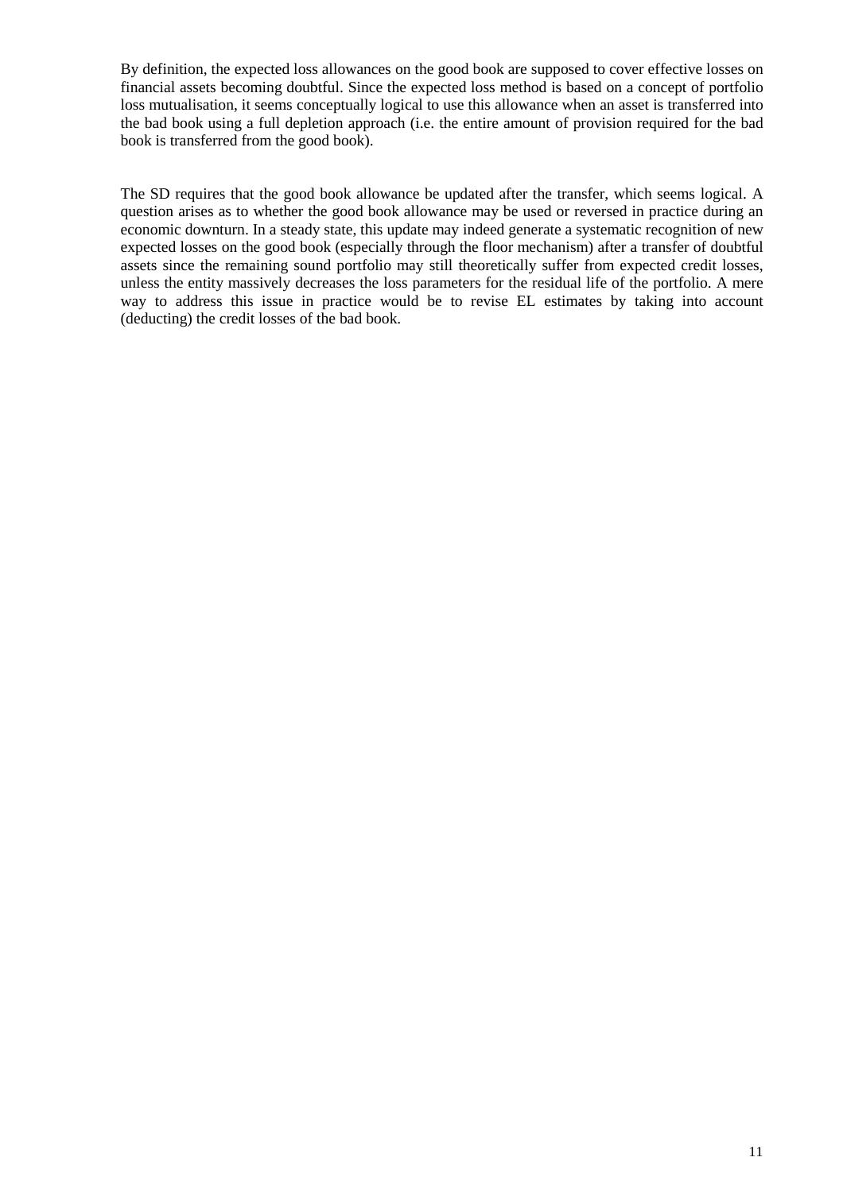By definition, the expected loss allowances on the good book are supposed to cover effective losses on financial assets becoming doubtful. Since the expected loss method is based on a concept of portfolio loss mutualisation, it seems conceptually logical to use this allowance when an asset is transferred into the bad book using a full depletion approach (i.e. the entire amount of provision required for the bad book is transferred from the good book).

The SD requires that the good book allowance be updated after the transfer, which seems logical. A question arises as to whether the good book allowance may be used or reversed in practice during an economic downturn. In a steady state, this update may indeed generate a systematic recognition of new expected losses on the good book (especially through the floor mechanism) after a transfer of doubtful assets since the remaining sound portfolio may still theoretically suffer from expected credit losses, unless the entity massively decreases the loss parameters for the residual life of the portfolio. A mere way to address this issue in practice would be to revise EL estimates by taking into account (deducting) the credit losses of the bad book.